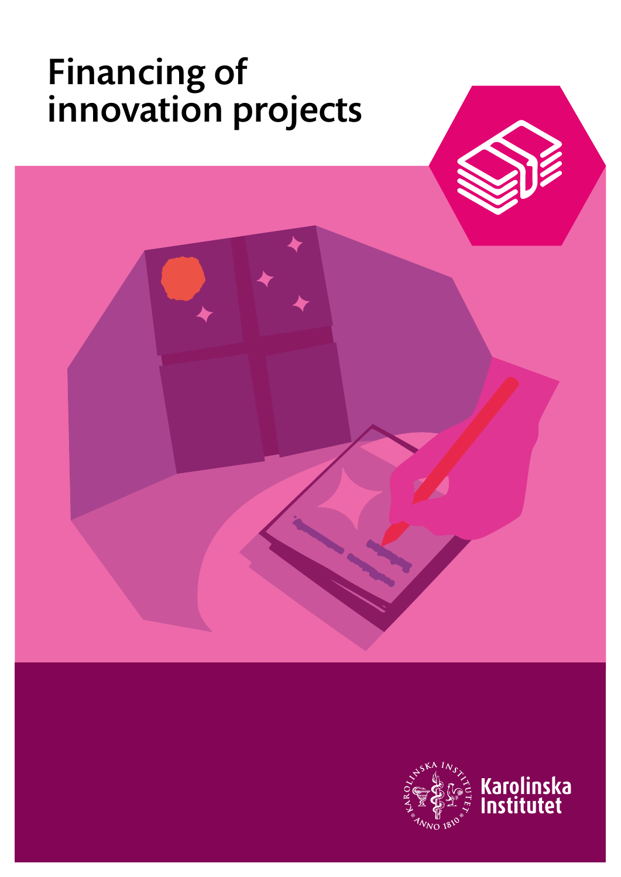# Financing of innovation projects

Karolinska Institutet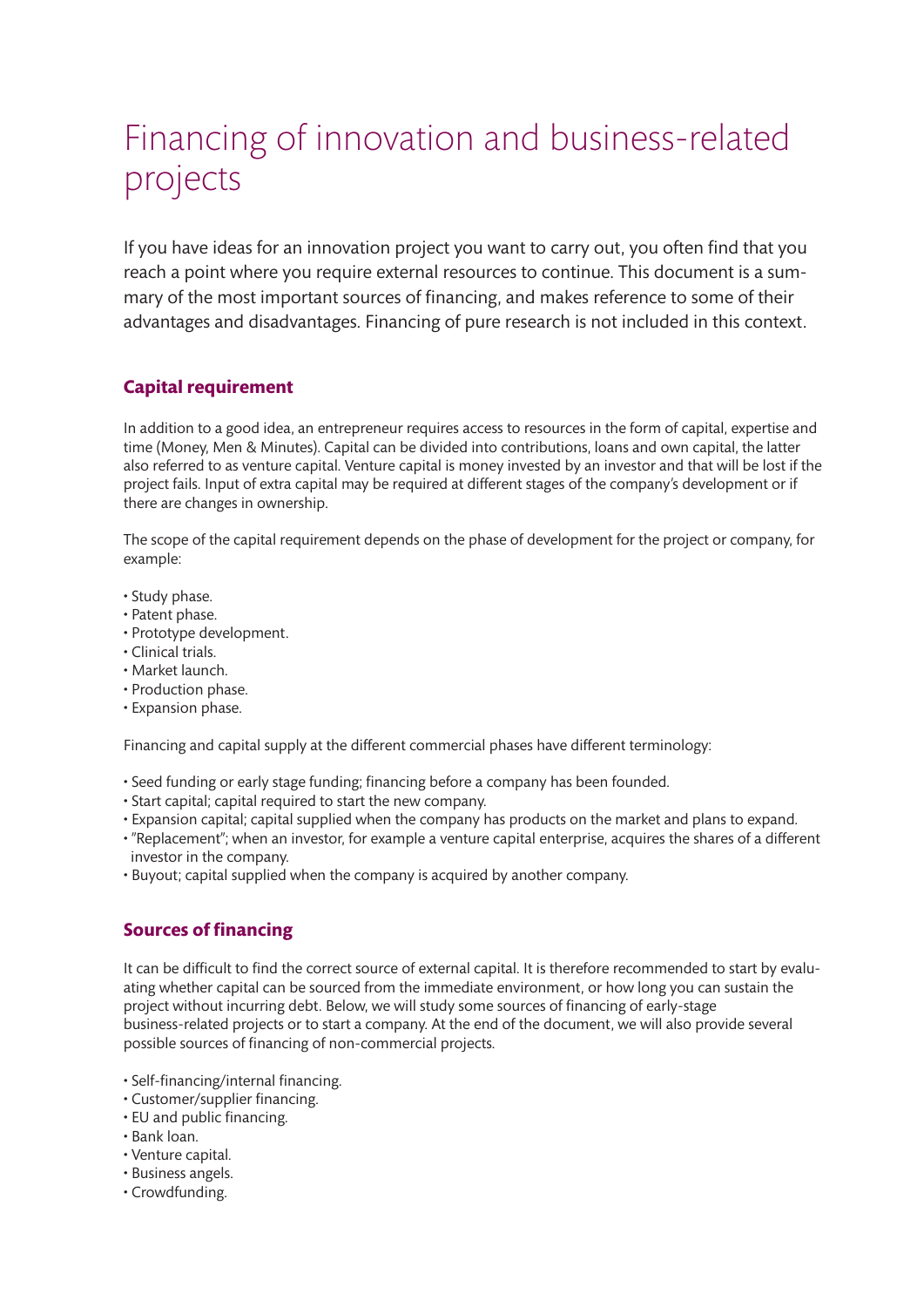# Financing of innovation and business-related projects

If you have ideas for an innovation project you want to carry out, you often find that you reach a point where you require external resources to continue. This document is a summary of the most important sources of financing, and makes reference to some of their advantages and disadvantages. Financing of pure research is not included in this context.

## Capital requirement

In addition to a good idea, an entrepreneur requires access to resources in the form of capital, expertise and time (Money, Men & Minutes). Capital can be divided into contributions, loans and own capital, the latter also referred to as venture capital. Venture capital is money invested by an investor and that will be lost if the project fails. Input of extra capital may be required at different stages of the company's development or if there are changes in ownership.

The scope of the capital requirement depends on the phase of development for the project or company, for example:

- Study phase.
- Patent phase.
- Prototype development.
- Clinical trials.
- Market launch.
- Production phase.
- Expansion phase.

Financing and capital supply at the different commercial phases have different terminology:

- Seed funding or early stage funding; financing before a company has been founded.
- Start capital; capital required to start the new company.
- Expansion capital; capital supplied when the company has products on the market and plans to expand.
- "Replacement"; when an investor, for example a venture capital enterprise, acquires the shares of a different investor in the company.
- Buyout; capital supplied when the company is acquired by another company.

## Sources of financing

It can be difficult to find the correct source of external capital. It is therefore recommended to start by evaluating whether capital can be sourced from the immediate environment, or how long you can sustain the project without incurring debt. Below, we will study some sources of financing of early-stage business-related projects or to start a company. At the end of the document, we will also provide several possible sources of financing of non-commercial projects.

- Self-financing/internal financing.
- Customer/supplier financing.
- EU and public financing.
- Bank loan.
- Venture capital.
- Business angels.
- Crowdfunding.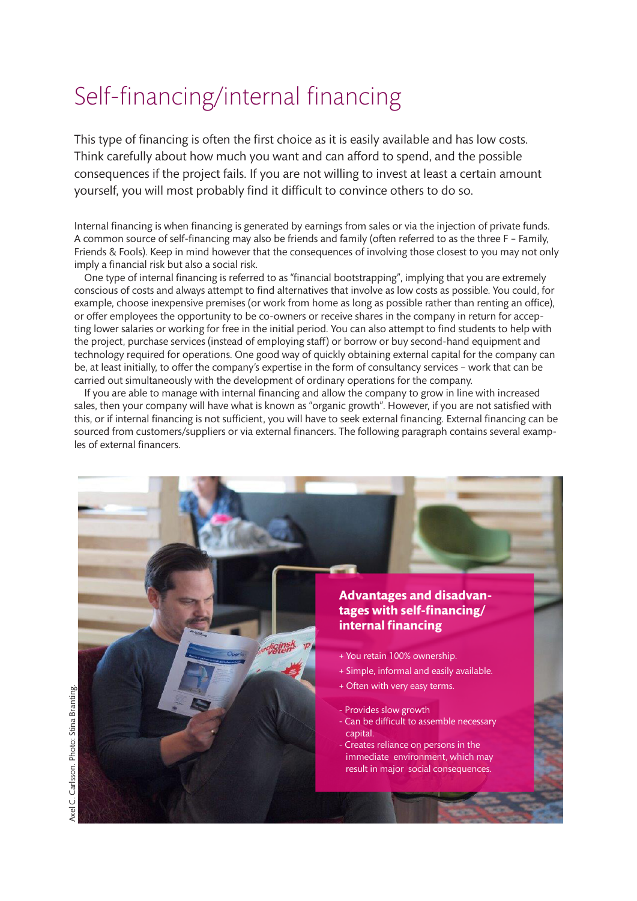# Self-financing/internal financing

This type of financing is often the first choice as it is easily available and has low costs. Think carefully about how much you want and can afford to spend, and the possible consequences if the project fails. If you are not willing to invest at least a certain amount yourself, you will most probably find it difficult to convince others to do so.

Internal financing is when financing is generated by earnings from sales or via the injection of private funds. A common source of self-financing may also be friends and family (often referred to as the three F – Family, Friends & Fools). Keep in mind however that the consequences of involving those closest to you may not only imply a financial risk but also a social risk.

One type of internal financing is referred to as "financial bootstrapping", implying that you are extremely conscious of costs and always attempt to find alternatives that involve as low costs as possible. You could, for example, choose inexpensive premises (or work from home as long as possible rather than renting an office), or offer employees the opportunity to be co-owners or receive shares in the company in return for accepting lower salaries or working for free in the initial period. You can also attempt to find students to help with the project, purchase services (instead of employing staff) or borrow or buy second-hand equipment and technology required for operations. One good way of quickly obtaining external capital for the company can be, at least initially, to offer the company's expertise in the form of consultancy services – work that can be carried out simultaneously with the development of ordinary operations for the company.

If you are able to manage with internal financing and allow the company to grow in line with increased sales, then your company will have what is known as "organic growth". However, if you are not satisfied with this, or if internal financing is not sufficient, you will have to seek external financing. External financing can be sourced from customers/suppliers or via external financers. The following paragraph contains several examples of external financers.

**Advantages and disadvantages with self-financing/internal financing**

+ You retain 100% ownership.
+ Simple, informal and easily available.
+ Often with very easy terms.

- Provides slow growth
- Can be difficult to assemble necessary capital.
- Creates reliance on persons in the immediate environment, which may result in major social consequences.

Axel C. Carlsson. Photo: Stina Branting.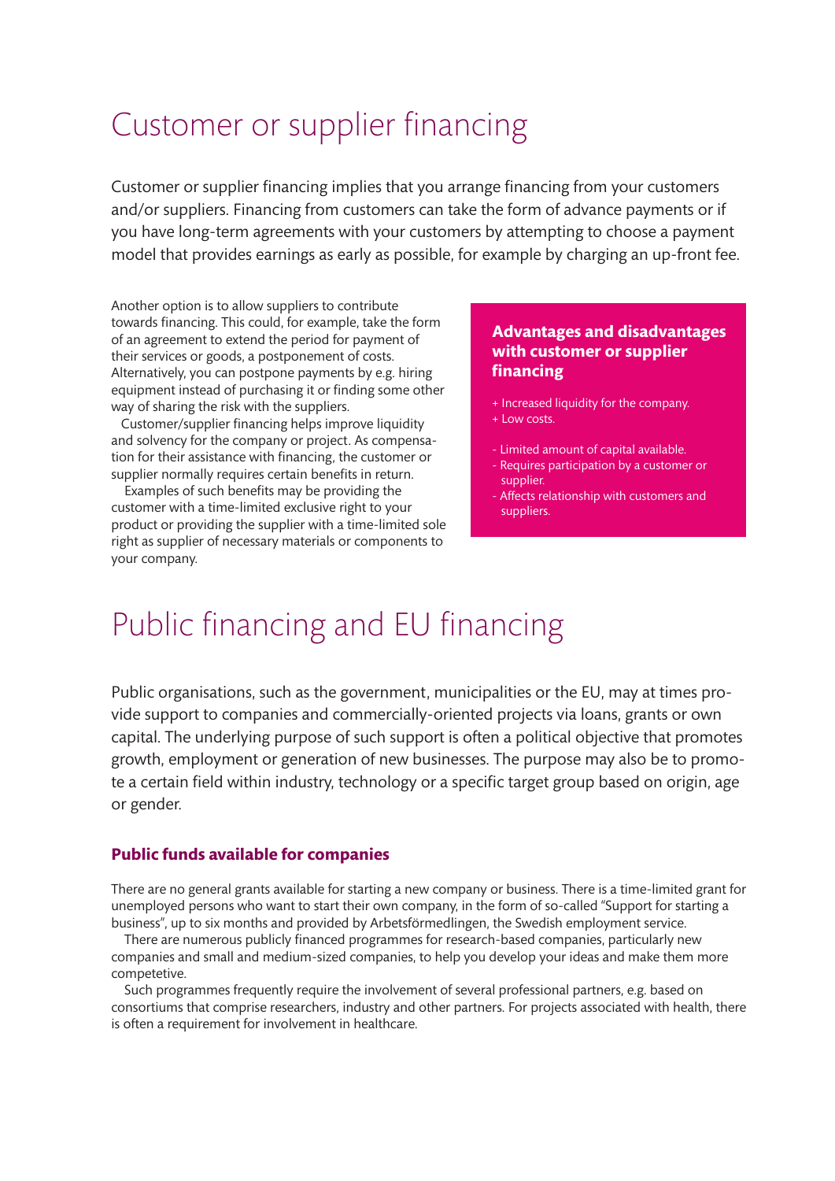# Customer or supplier financing

Customer or supplier financing implies that you arrange financing from your customers and/or suppliers. Financing from customers can take the form of advance payments or if you have long-term agreements with your customers by attempting to choose a payment model that provides earnings as early as possible, for example by charging an up-front fee.

Another option is to allow suppliers to contribute towards financing. This could, for example, take the form of an agreement to extend the period for payment of their services or goods, a postponement of costs. Alternatively, you can postpone payments by e.g. hiring equipment instead of purchasing it or finding some other way of sharing the risk with the suppliers.

Customer/supplier financing helps improve liquidity and solvency for the company or project. As compensation for their assistance with financing, the customer or supplier normally requires certain benefits in return.

Examples of such benefits may be providing the customer with a time-limited exclusive right to your product or providing the supplier with a time-limited sole right as supplier of necessary materials or components to your company.

**Advantages and disadvantages with customer or supplier financing**

+ Increased liquidity for the company.
+ Low costs.

- Limited amount of capital available.
- Requires participation by a customer or supplier.
- Affects relationship with customers and suppliers.

# Public financing and EU financing

Public organisations, such as the government, municipalities or the EU, may at times provide support to companies and commercially-oriented projects via loans, grants or own capital. The underlying purpose of such support is often a political objective that promotes growth, employment or generation of new businesses. The purpose may also be to promote a certain field within industry, technology or a specific target group based on origin, age or gender.

### Public funds available for companies

There are no general grants available for starting a new company or business. There is a time-limited grant for unemployed persons who want to start their own company, in the form of so-called "Support for starting a business", up to six months and provided by Arbetsförmedlingen, the Swedish employment service.

There are numerous publicly financed programmes for research-based companies, particularly new companies and small and medium-sized companies, to help you develop your ideas and make them more competetive.

Such programmes frequently require the involvement of several professional partners, e.g. based on consortiums that comprise researchers, industry and other partners. For projects associated with health, there is often a requirement for involvement in healthcare.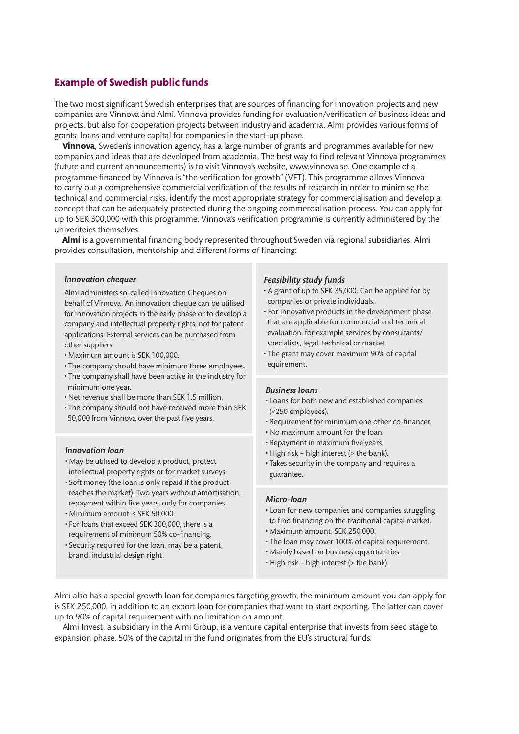## Example of Swedish public funds

The two most significant Swedish enterprises that are sources of financing for innovation projects and new companies are Vinnova and Almi. Vinnova provides funding for evaluation/verification of business ideas and projects, but also for cooperation projects between industry and academia. Almi provides various forms of grants, loans and venture capital for companies in the start-up phase.

**Vinnova**, Sweden's innovation agency, has a large number of grants and programmes available for new companies and ideas that are developed from academia. The best way to find relevant Vinnova programmes (future and current announcements) is to visit Vinnova's website, www.vinnova.se. One example of a programme financed by Vinnova is "the verification for growth" (VFT). This programme allows Vinnova to carry out a comprehensive commercial verification of the results of research in order to minimise the technical and commercial risks, identify the most appropriate strategy for commercialisation and develop a concept that can be adequately protected during the ongoing commercialisation process. You can apply for up to SEK 300,000 with this programme. Vinnova's verification programme is currently administered by the univeriteies themselves.

**Almi** is a governmental financing body represented throughout Sweden via regional subsidiaries. Almi provides consultation, mentorship and different forms of financing:

### *Innovation cheques*

Almi administers so-called Innovation Cheques on behalf of Vinnova. An innovation cheque can be utilised for innovation projects in the early phase or to develop a company and intellectual property rights, not for patent applications. External services can be purchased from other suppliers.

- Maximum amount is SEK 100,000.
- The company should have minimum three employees.
- The company shall have been active in the industry for minimum one year.
- Net revenue shall be more than SEK 1.5 million.
- The company should not have received more than SEK 50,000 from Vinnova over the past five years.

### *Innovation loan*

- May be utilised to develop a product, protect intellectual property rights or for market surveys.
- Soft money (the loan is only repaid if the product reaches the market). Two years without amortisation, repayment within five years, only for companies.
- Minimum amount is SEK 50,000.
- For loans that exceed SEK 300,000, there is a requirement of minimum 50% co-financing.
- Security required for the loan, may be a patent, brand, industrial design right.

### *Feasibility study funds*

- A grant of up to SEK 35,000. Can be applied for by companies or private individuals.
- For innovative products in the development phase that are applicable for commercial and technical evaluation, for example services by consultants/ specialists, legal, technical or market.
- The grant may cover maximum 90% of capital equirement.

### *Business loans*

- Loans for both new and established companies (<250 employees).
- Requirement for minimum one other co-financer.
- No maximum amount for the loan.
- Repayment in maximum five years.
- High risk – high interest (> the bank).
- Takes security in the company and requires a guarantee.

### *Micro-loan*

- Loan for new companies and companies struggling to find financing on the traditional capital market.
- Maximum amount: SEK 250,000.
- The loan may cover 100% of capital requirement.
- Mainly based on business opportunities.
- High risk – high interest (> the bank).

Almi also has a special growth loan for companies targeting growth, the minimum amount you can apply for is SEK 250,000, in addition to an export loan for companies that want to start exporting. The latter can cover up to 90% of capital requirement with no limitation on amount.

Almi Invest, a subsidiary in the Almi Group, is a venture capital enterprise that invests from seed stage to expansion phase. 50% of the capital in the fund originates from the EU's structural funds.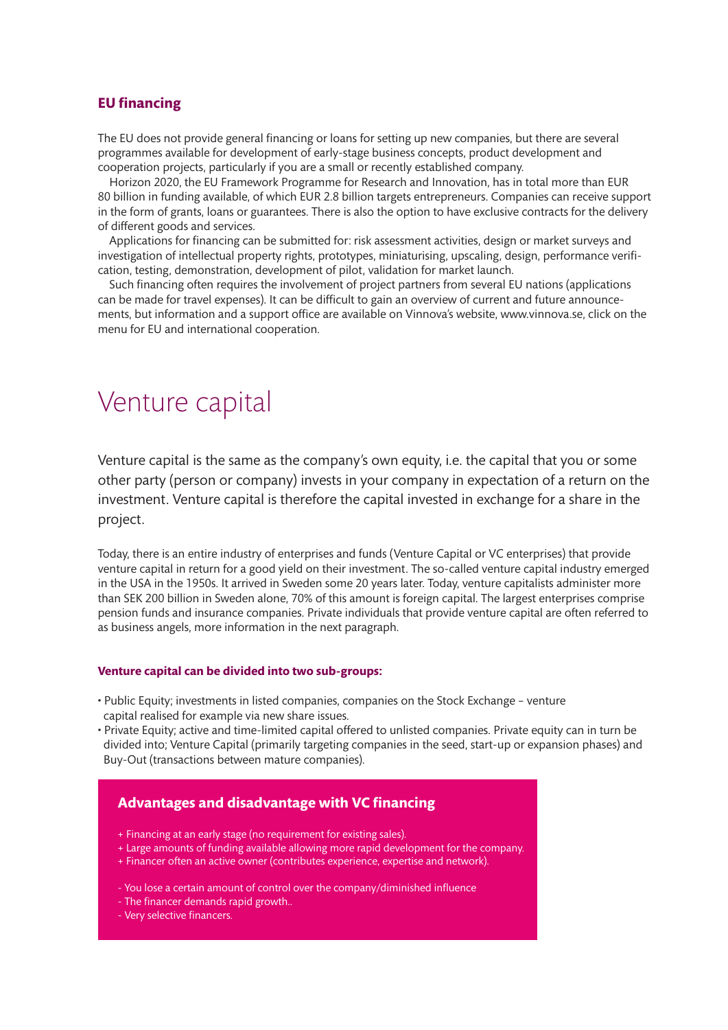## EU financing

The EU does not provide general financing or loans for setting up new companies, but there are several programmes available for development of early-stage business concepts, product development and cooperation projects, particularly if you are a small or recently established company.

Horizon 2020, the EU Framework Programme for Research and Innovation, has in total more than EUR 80 billion in funding available, of which EUR 2.8 billion targets entrepreneurs. Companies can receive support in the form of grants, loans or guarantees. There is also the option to have exclusive contracts for the delivery of different goods and services.

Applications for financing can be submitted for: risk assessment activities, design or market surveys and investigation of intellectual property rights, prototypes, miniaturising, upscaling, design, performance verification, testing, demonstration, development of pilot, validation for market launch.

Such financing often requires the involvement of project partners from several EU nations (applications can be made for travel expenses). It can be difficult to gain an overview of current and future announcements, but information and a support office are available on Vinnova's website, www.vinnova.se, click on the menu for EU and international cooperation.

# Venture capital

Venture capital is the same as the company's own equity, i.e. the capital that you or some other party (person or company) invests in your company in expectation of a return on the investment. Venture capital is therefore the capital invested in exchange for a share in the project.

Today, there is an entire industry of enterprises and funds (Venture Capital or VC enterprises) that provide venture capital in return for a good yield on their investment. The so-called venture capital industry emerged in the USA in the 1950s. It arrived in Sweden some 20 years later. Today, venture capitalists administer more than SEK 200 billion in Sweden alone, 70% of this amount is foreign capital. The largest enterprises comprise pension funds and insurance companies. Private individuals that provide venture capital are often referred to as business angels, more information in the next paragraph.

**Venture capital can be divided into two sub-groups:**

- Public Equity; investments in listed companies, companies on the Stock Exchange – venture capital realised for example via new share issues.
- Private Equity; active and time-limited capital offered to unlisted companies. Private equity can in turn be divided into; Venture Capital (primarily targeting companies in the seed, start-up or expansion phases) and Buy-Out (transactions between mature companies).

### Advantages and disadvantage with VC financing

+ Financing at an early stage (no requirement for existing sales).
+ Large amounts of funding available allowing more rapid development for the company.
+ Financer often an active owner (contributes experience, expertise and network).

- You lose a certain amount of control over the company/diminished influence
- The financer demands rapid growth..
- Very selective financers.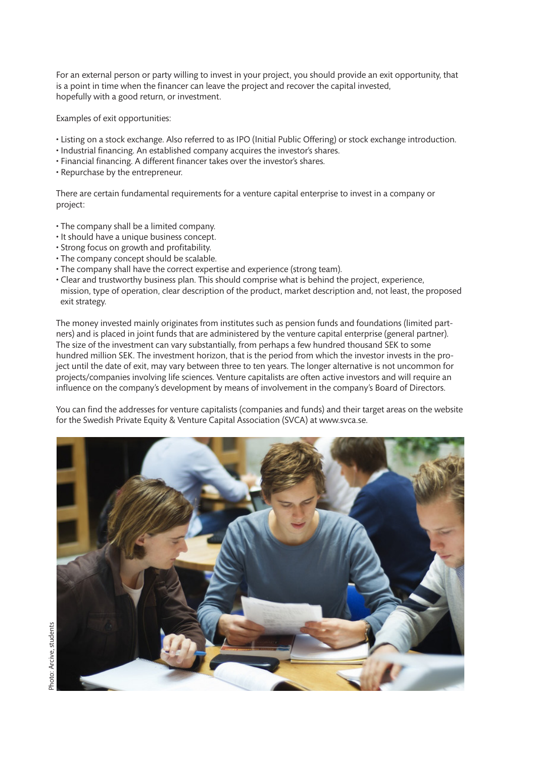For an external person or party willing to invest in your project, you should provide an exit opportunity, that is a point in time when the financer can leave the project and recover the capital invested, hopefully with a good return, or investment.

Examples of exit opportunities:

- Listing on a stock exchange. Also referred to as IPO (Initial Public Offering) or stock exchange introduction.
- Industrial financing. An established company acquires the investor's shares.
- Financial financing. A different financer takes over the investor's shares.
- Repurchase by the entrepreneur.

There are certain fundamental requirements for a venture capital enterprise to invest in a company or project:

- The company shall be a limited company.
- It should have a unique business concept.
- Strong focus on growth and profitability.
- The company concept should be scalable.
- The company shall have the correct expertise and experience (strong team).
- Clear and trustworthy business plan. This should comprise what is behind the project, experience, mission, type of operation, clear description of the product, market description and, not least, the proposed exit strategy.

The money invested mainly originates from institutes such as pension funds and foundations (limited partners) and is placed in joint funds that are administered by the venture capital enterprise (general partner). The size of the investment can vary substantially, from perhaps a few hundred thousand SEK to some hundred million SEK. The investment horizon, that is the period from which the investor invests in the project until the date of exit, may vary between three to ten years. The longer alternative is not uncommon for projects/companies involving life sciences. Venture capitalists are often active investors and will require an influence on the company's development by means of involvement in the company's Board of Directors.

You can find the addresses for venture capitalists (companies and funds) and their target areas on the website for the Swedish Private Equity & Venture Capital Association (SVCA) at www.svca.se.

Photo: Arcive, students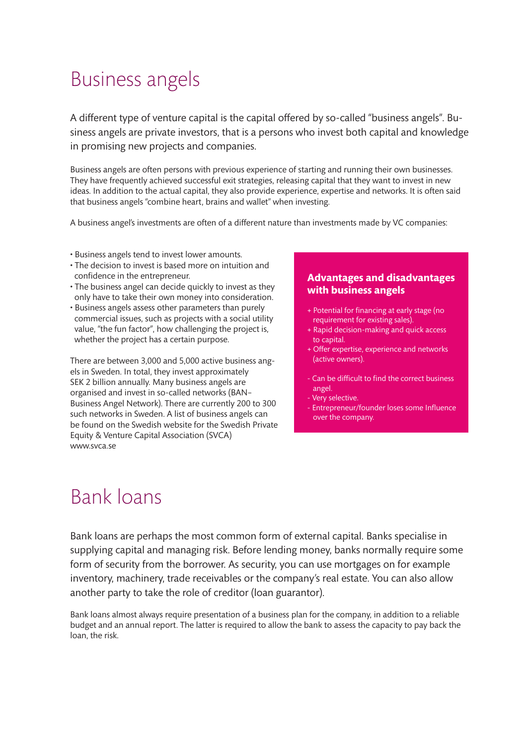# Business angels

A different type of venture capital is the capital offered by so-called "business angels". Business angels are private investors, that is a persons who invest both capital and knowledge in promising new projects and companies.

Business angels are often persons with previous experience of starting and running their own businesses. They have frequently achieved successful exit strategies, releasing capital that they want to invest in new ideas. In addition to the actual capital, they also provide experience, expertise and networks. It is often said that business angels "combine heart, brains and wallet" when investing.

A business angel's investments are often of a different nature than investments made by VC companies:

- Business angels tend to invest lower amounts.
- The decision to invest is based more on intuition and confidence in the entrepreneur.
- The business angel can decide quickly to invest as they only have to take their own money into consideration.
- Business angels assess other parameters than purely commercial issues, such as projects with a social utility value, "the fun factor", how challenging the project is, whether the project has a certain purpose.

There are between 3,000 and 5,000 active business angels in Sweden. In total, they invest approximately SEK 2 billion annually. Many business angels are organised and invest in so-called networks (BAN–Business Angel Network). There are currently 200 to 300 such networks in Sweden. A list of business angels can be found on the Swedish website for the Swedish Private Equity & Venture Capital Association (SVCA) www.svca.se

**Advantages and disadvantages with business angels**

+ Potential for financing at early stage (no requirement for existing sales).
+ Rapid decision-making and quick access to capital.
+ Offer expertise, experience and networks (active owners).

- Can be difficult to find the correct business angel.
- Very selective.
- Entrepreneur/founder loses some Influence over the company.

# Bank loans

Bank loans are perhaps the most common form of external capital. Banks specialise in supplying capital and managing risk. Before lending money, banks normally require some form of security from the borrower. As security, you can use mortgages on for example inventory, machinery, trade receivables or the company's real estate. You can also allow another party to take the role of creditor (loan guarantor).

Bank loans almost always require presentation of a business plan for the company, in addition to a reliable budget and an annual report. The latter is required to allow the bank to assess the capacity to pay back the loan, the risk.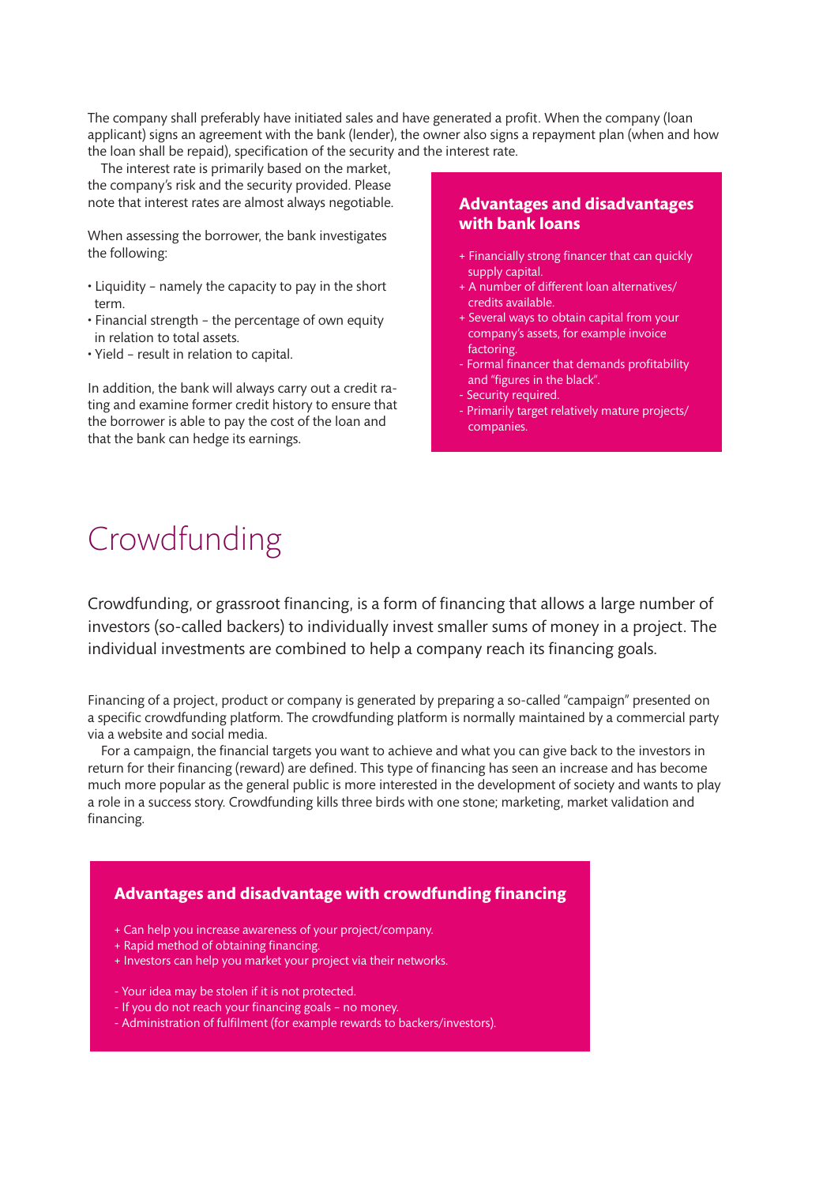The company shall preferably have initiated sales and have generated a profit. When the company (loan applicant) signs an agreement with the bank (lender), the owner also signs a repayment plan (when and how the loan shall be repaid), specification of the security and the interest rate.

The interest rate is primarily based on the market, the company's risk and the security provided. Please note that interest rates are almost always negotiable.

When assessing the borrower, the bank investigates the following:

- Liquidity – namely the capacity to pay in the short term.
- Financial strength – the percentage of own equity in relation to total assets.
- Yield – result in relation to capital.

In addition, the bank will always carry out a credit rating and examine former credit history to ensure that the borrower is able to pay the cost of the loan and that the bank can hedge its earnings.

### Advantages and disadvantages with bank loans

+ Financially strong financer that can quickly supply capital.
+ A number of different loan alternatives/credits available.
+ Several ways to obtain capital from your company's assets, for example invoice factoring.
- Formal financer that demands profitability and "figures in the black".
- Security required.
- Primarily target relatively mature projects/companies.

# Crowdfunding

Crowdfunding, or grassroot financing, is a form of financing that allows a large number of investors (so-called backers) to individually invest smaller sums of money in a project. The individual investments are combined to help a company reach its financing goals.

Financing of a project, product or company is generated by preparing a so-called "campaign" presented on a specific crowdfunding platform. The crowdfunding platform is normally maintained by a commercial party via a website and social media.

For a campaign, the financial targets you want to achieve and what you can give back to the investors in return for their financing (reward) are defined. This type of financing has seen an increase and has become much more popular as the general public is more interested in the development of society and wants to play a role in a success story. Crowdfunding kills three birds with one stone; marketing, market validation and financing.

### Advantages and disadvantage with crowdfunding financing

+ Can help you increase awareness of your project/company.
+ Rapid method of obtaining financing.
+ Investors can help you market your project via their networks.

- Your idea may be stolen if it is not protected.
- If you do not reach your financing goals – no money.
- Administration of fulfilment (for example rewards to backers/investors).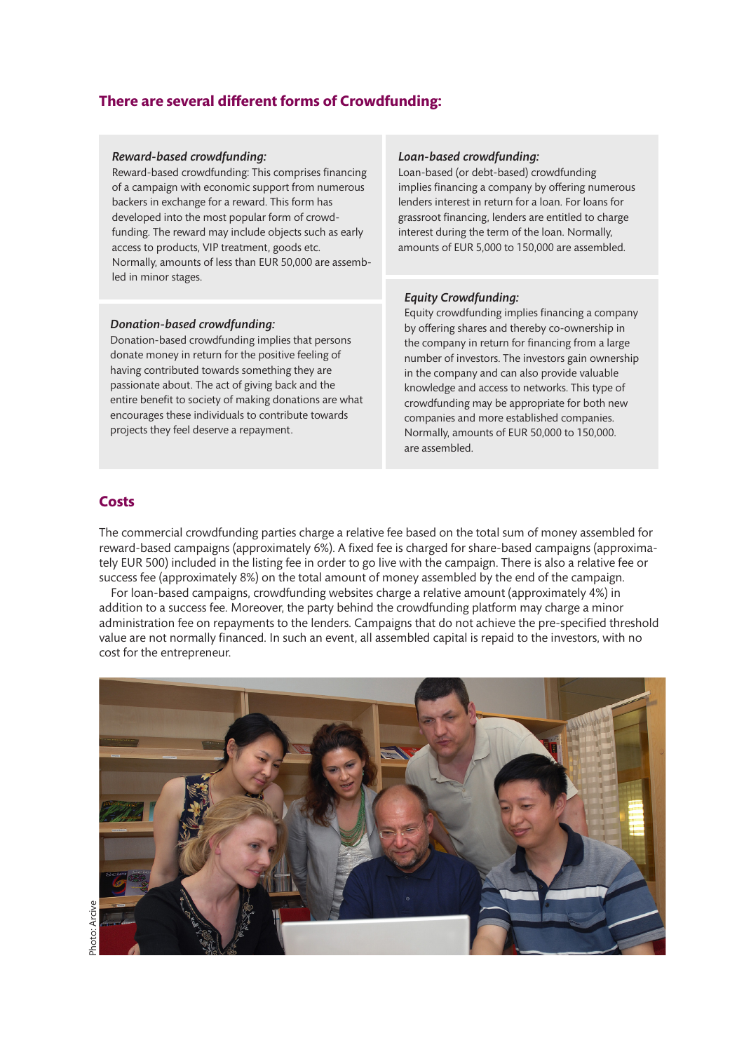## There are several different forms of Crowdfunding:

### *Reward-based crowdfunding:*

Reward-based crowdfunding: This comprises financing of a campaign with economic support from numerous backers in exchange for a reward. This form has developed into the most popular form of crowd-funding. The reward may include objects such as early access to products, VIP treatment, goods etc. Normally, amounts of less than EUR 50,000 are assembled in minor stages.

### *Donation-based crowdfunding:*

Donation-based crowdfunding implies that persons donate money in return for the positive feeling of having contributed towards something they are passionate about. The act of giving back and the entire benefit to society of making donations are what encourages these individuals to contribute towards projects they feel deserve a repayment.

### *Loan-based crowdfunding:*

Loan-based (or debt-based) crowdfunding implies financing a company by offering numerous lenders interest in return for a loan. For loans for grassroot financing, lenders are entitled to charge interest during the term of the loan. Normally, amounts of EUR 5,000 to 150,000 are assembled.

### *Equity Crowdfunding:*

Equity crowdfunding implies financing a company by offering shares and thereby co-ownership in the company in return for financing from a large number of investors. The investors gain ownership in the company and can also provide valuable knowledge and access to networks. This type of crowdfunding may be appropriate for both new companies and more established companies. Normally, amounts of EUR 50,000 to 150,000. are assembled.

## Costs

The commercial crowdfunding parties charge a relative fee based on the total sum of money assembled for reward-based campaigns (approximately 6%). A fixed fee is charged for share-based campaigns (approximately EUR 500) included in the listing fee in order to go live with the campaign. There is also a relative fee or success fee (approximately 8%) on the total amount of money assembled by the end of the campaign.

For loan-based campaigns, crowdfunding websites charge a relative amount (approximately 4%) in addition to a success fee. Moreover, the party behind the crowdfunding platform may charge a minor administration fee on repayments to the lenders. Campaigns that do not achieve the pre-specified threshold value are not normally financed. In such an event, all assembled capital is repaid to the investors, with no cost for the entrepreneur.

Photo: Arcive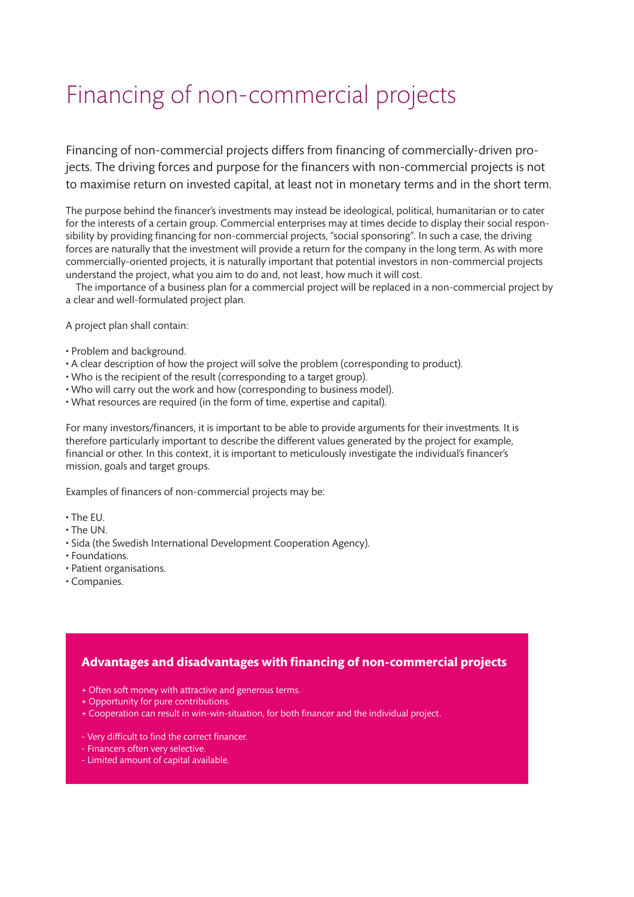# Financing of non-commercial projects

Financing of non-commercial projects differs from financing of commercially-driven projects. The driving forces and purpose for the financers with non-commercial projects is not to maximise return on invested capital, at least not in monetary terms and in the short term.

The purpose behind the financer's investments may instead be ideological, political, humanitarian or to cater for the interests of a certain group. Commercial enterprises may at times decide to display their social responsibility by providing financing for non-commercial projects, "social sponsoring". In such a case, the driving forces are naturally that the investment will provide a return for the company in the long term. As with more commercially-oriented projects, it is naturally important that potential investors in non-commercial projects understand the project, what you aim to do and, not least, how much it will cost.

The importance of a business plan for a commercial project will be replaced in a non-commercial project by a clear and well-formulated project plan.

A project plan shall contain:

- Problem and background.
- A clear description of how the project will solve the problem (corresponding to product).
- Who is the recipient of the result (corresponding to a target group).
- Who will carry out the work and how (corresponding to business model).
- What resources are required (in the form of time, expertise and capital).

For many investors/financers, it is important to be able to provide arguments for their investments. It is therefore particularly important to describe the different values generated by the project for example, financial or other. In this context, it is important to meticulously investigate the individual's financer's mission, goals and target groups.

Examples of financers of non-commercial projects may be:

- The EU.
- The UN.
- Sida (the Swedish International Development Cooperation Agency).
- Foundations.
- Patient organisations.
- Companies.

**Advantages and disadvantages with financing of non-commercial projects**

+ Often soft money with attractive and generous terms.
+ Opportunity for pure contributions.
+ Cooperation can result in win-win-situation, for both financer and the individual project.

- Very difficult to find the correct financer.
- Financers often very selective.
- Limited amount of capital available.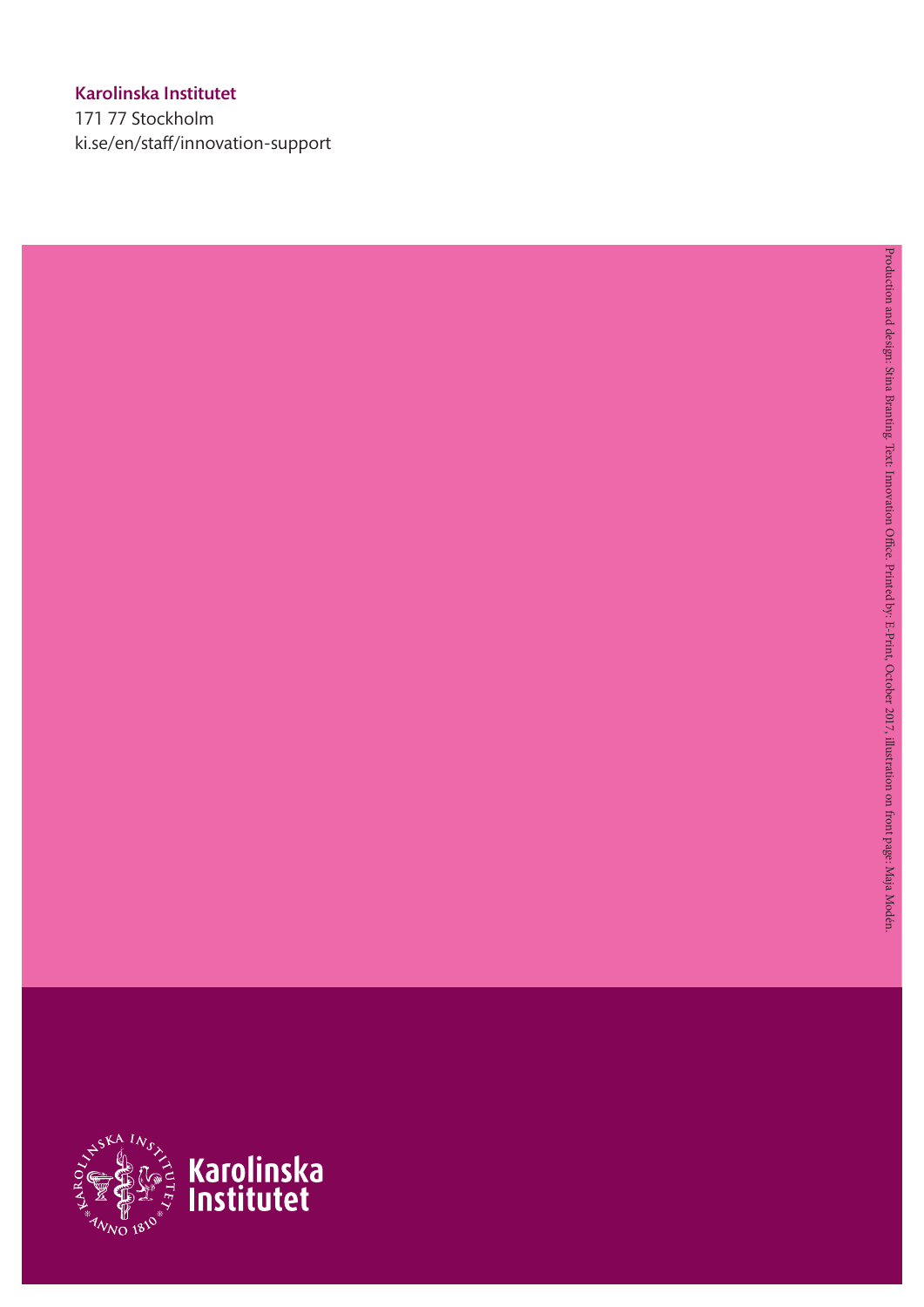**Karolinska Institutet**
171 77 Stockholm
ki.se/en/staff/innovation-support

Production and design: Stina Branting. Text: Innovation Office. Printed by: E-Print, October 2017, illustration on front page: Maja Modén.

Karolinska Institutet